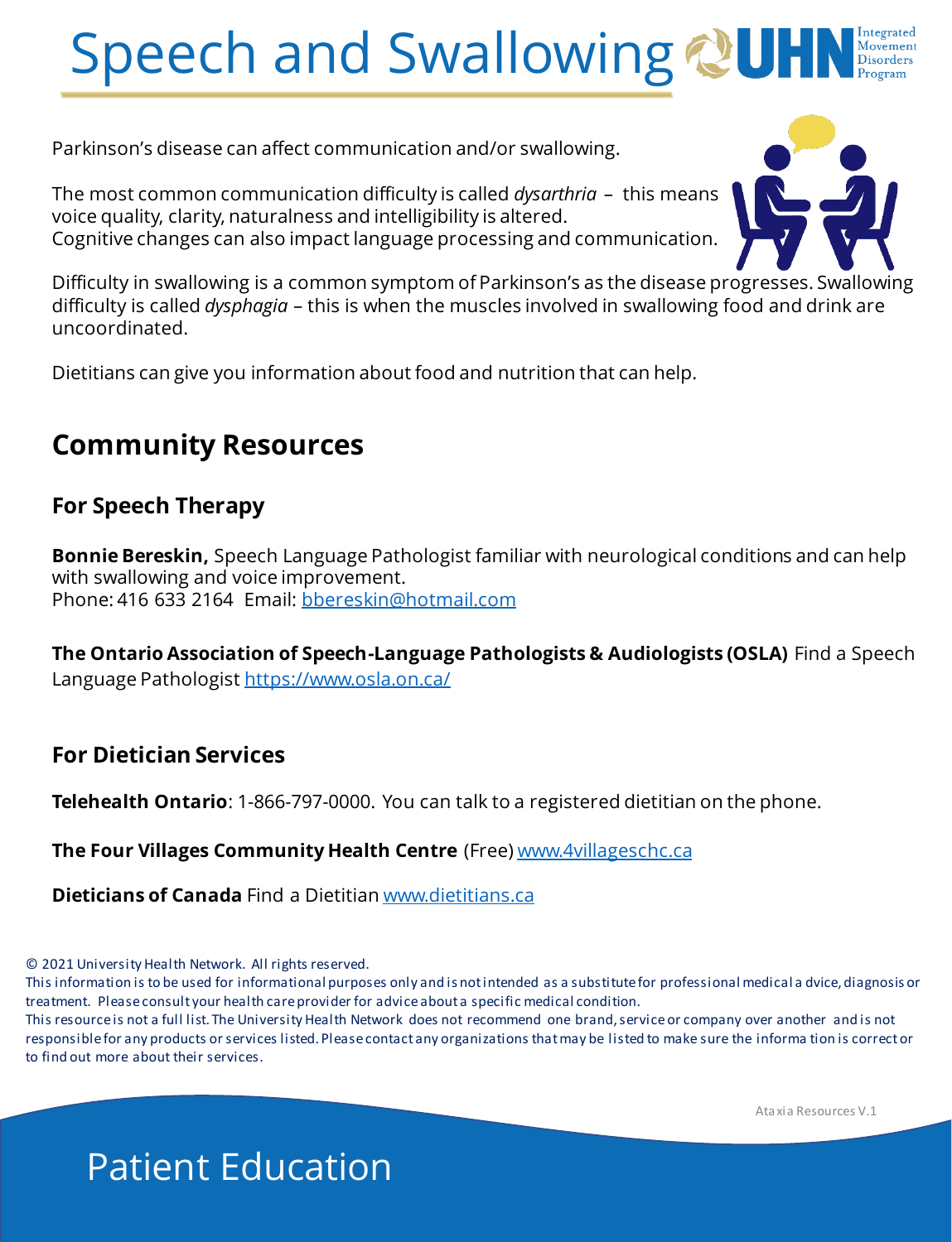# Speech and Swallowing

Parkinson's disease can affect communication and/or swallowing.

The most common communication difficulty is called *dysarthria* – this means voice quality, clarity, naturalness and intelligibility is altered. Cognitive changes can also impact language processing and communication.

Difficulty in swallowing is a common symptom of Parkinson's as the disease progresses. Swallowing difficulty is called *dysphagia* – this is when the muscles involved in swallowing food and drink are uncoordinated.

Dietitians can give you information about food and nutrition that can help.

## Community Resources

### For Speech Therapy

**Bonnie Bereskin,** Speech Language Pathologist familiar with neurological conditions and can help with swallowing and voice improvement.
Phone: 416 633 2164 Email: bbereskin@hotmail.com

**The Ontario Association of Speech-Language Pathologists & Audiologists (OSLA)** Find a Speech Language Pathologist https://www.osla.on.ca/

### For Dietician Services

**Telehealth Ontario**: 1-866-797-0000. You can talk to a registered dietitian on the phone.

**The Four Villages Community Health Centre** (Free) www.4villageschc.ca

**Dieticians of Canada** Find a Dietitian www.dietitians.ca

© 2021 University Health Network. All rights reserved.
This information is to be used for informational purposes only and is not intended as a substitute for professional medical advice, diagnosis or treatment. Please consult your health care provider for advice about a specific medical condition.
This resource is not a full list. The University Health Network does not recommend one brand, service or company over another and is not responsible for any products or services listed. Please contact any organizations that may be listed to make sure the information is correct or to find out more about their services.

Ataxia Resources V.1

Patient Education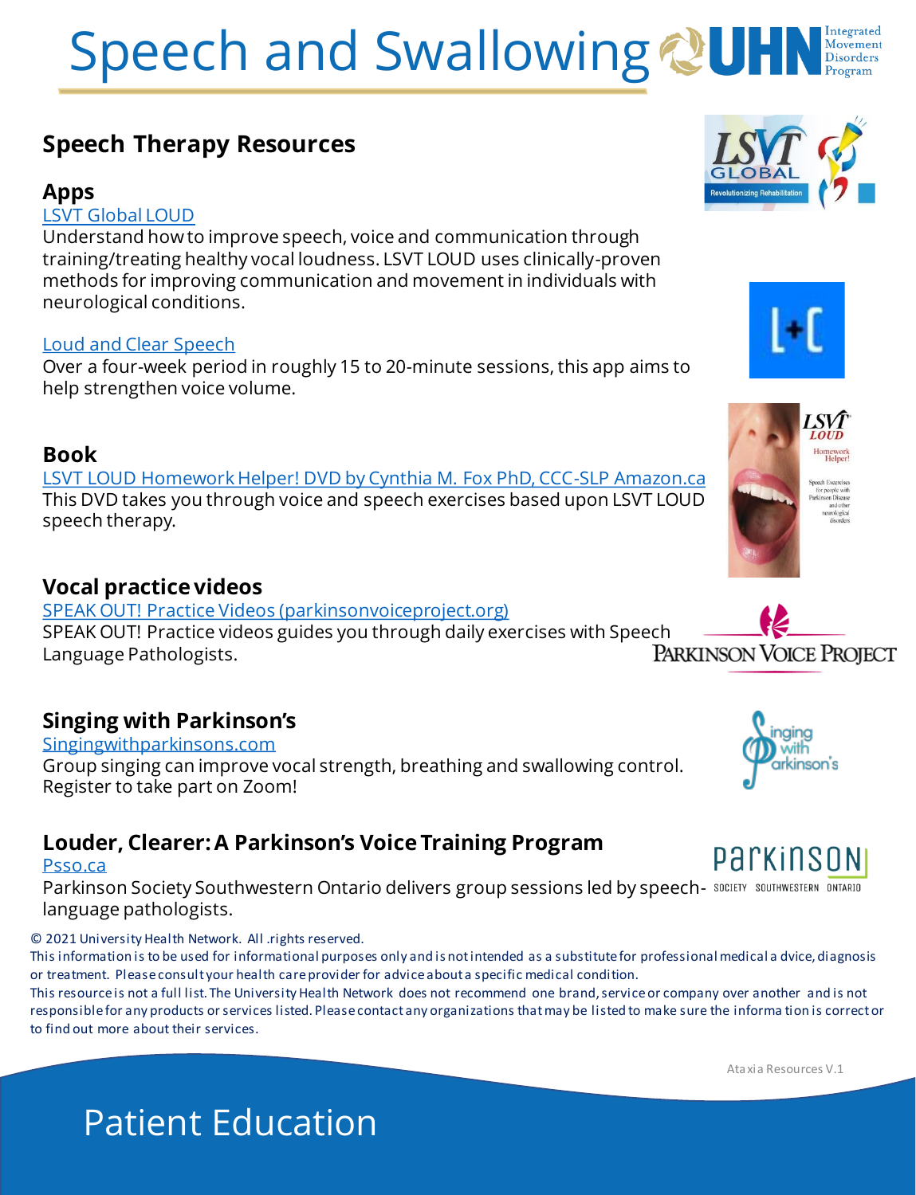# Speech and Swallowing

## Speech Therapy Resources

### Apps

LSVT Global LOUD

Understand how to improve speech, voice and communication through training/treating healthy vocal loudness. LSVT LOUD uses clinically-proven methods for improving communication and movement in individuals with neurological conditions.

Loud and Clear Speech

Over a four-week period in roughly 15 to 20-minute sessions, this app aims to help strengthen voice volume.

### Book

LSVT LOUD Homework Helper! DVD by Cynthia M. Fox PhD, CCC-SLP Amazon.ca

This DVD takes you through voice and speech exercises based upon LSVT LOUD speech therapy.

### Vocal practice videos

SPEAK OUT! Practice Videos (parkinsonvoiceproject.org)

SPEAK OUT! Practice videos guides you through daily exercises with Speech Language Pathologists.

### Singing with Parkinson's

Singingwithparkinsons.com

Group singing can improve vocal strength, breathing and swallowing control. Register to take part on Zoom!

### Louder, Clearer: A Parkinson's Voice Training Program

Psso.ca

Parkinson Society Southwestern Ontario delivers group sessions led by speech-language pathologists.

© 2021 University Health Network. All .rights reserved.

This information is to be used for informational purposes only and is not intended as a substitute for professional medical a dvice, diagnosis or treatment. Please consult your health care provider for advice about a specific medical condition.

This resource is not a full list. The University Health Network does not recommend one brand, service or company over another and is not responsible for any products or services listed. Please contact any organizations that may be listed to make sure the informa tion is correct or to find out more about their services.

Ataxia Resources V.1

Patient Education